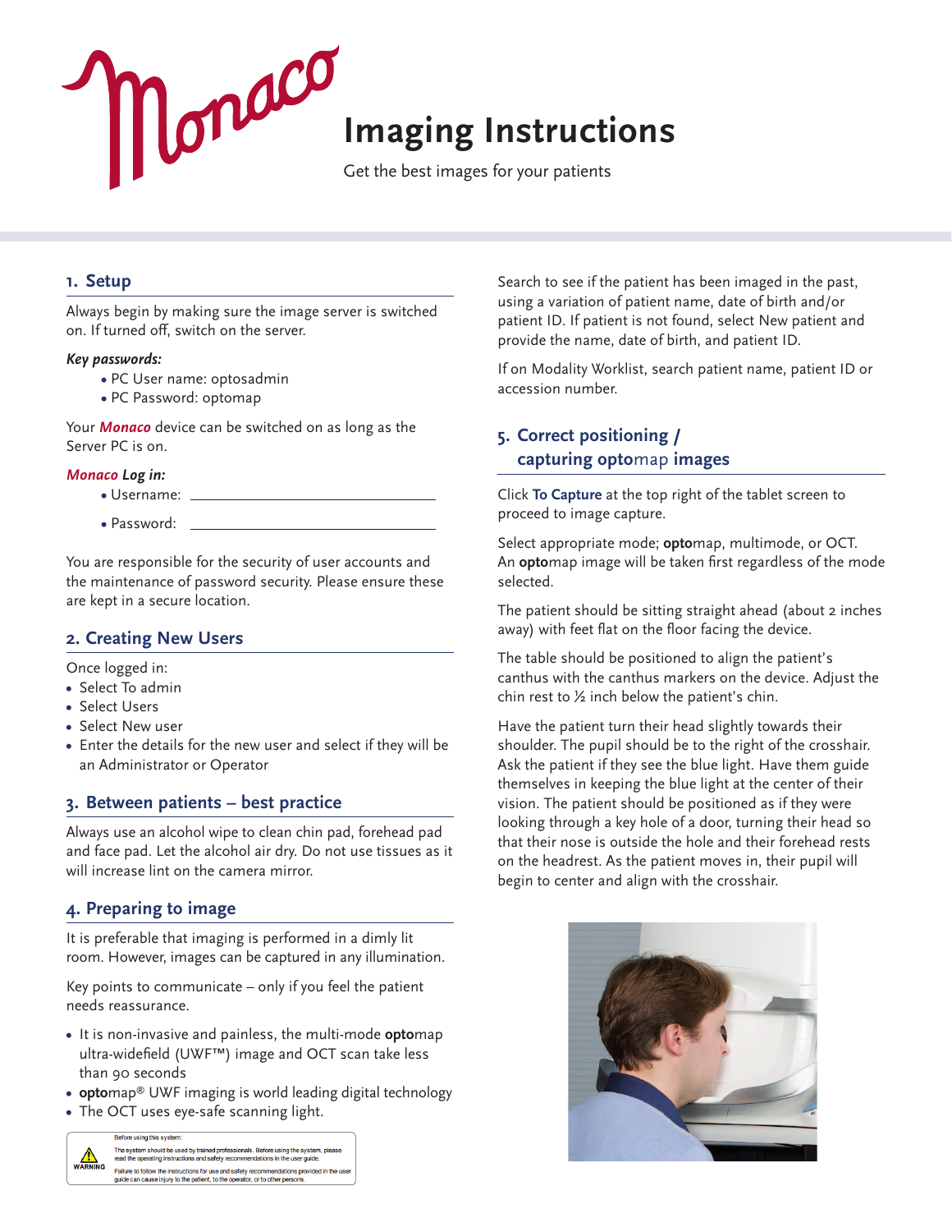# Monaco Imaging Instructions

Get the best images for your patients

## 1. Setup

Always begin by making sure the image server is switched on. If turned off, switch on the server.

***Key passwords:***

- PC User name: optosadmin
- PC Password: optomap

Your ***Monaco*** device can be switched on as long as the Server PC is on.

***Monaco* Log in:**

- Username: ______________________
- Password: ______________________

You are responsible for the security of user accounts and the maintenance of password security. Please ensure these are kept in a secure location.

## 2. Creating New Users

Once logged in:

- Select To admin
- Select Users
- Select New user
- Enter the details for the new user and select if they will be an Administrator or Operator

## 3. Between patients – best practice

Always use an alcohol wipe to clean chin pad, forehead pad and face pad. Let the alcohol air dry. Do not use tissues as it will increase lint on the camera mirror.

## 4. Preparing to image

It is preferable that imaging is performed in a dimly lit room. However, images can be captured in any illumination.

Key points to communicate – only if you feel the patient needs reassurance.

- It is non-invasive and painless, the multi-mode **opto**map ultra-widefield (UWF™) image and OCT scan take less than 90 seconds
- **opto**map® UWF imaging is world leading digital technology
- The OCT uses eye-safe scanning light.

WARNING

Before using this system:

The system should be used by trained professionals. Before using the system, please read the operating instructions and safety recommendations in the user guide.

Failure to follow the instructions for use and safety recommendations provided in the user guide can cause injury to the patient, to the operator, or to other persons.

Search to see if the patient has been imaged in the past, using a variation of patient name, date of birth and/or patient ID. If patient is not found, select New patient and provide the name, date of birth, and patient ID.

If on Modality Worklist, search patient name, patient ID or accession number.

## 5. Correct positioning / capturing **opto**map images

Click **To Capture** at the top right of the tablet screen to proceed to image capture.

Select appropriate mode; **opto**map, multimode, or OCT. An **opto**map image will be taken first regardless of the mode selected.

The patient should be sitting straight ahead (about 2 inches away) with feet flat on the floor facing the device.

The table should be positioned to align the patient's canthus with the canthus markers on the device. Adjust the chin rest to ½ inch below the patient's chin.

Have the patient turn their head slightly towards their shoulder. The pupil should be to the right of the crosshair. Ask the patient if they see the blue light. Have them guide themselves in keeping the blue light at the center of their vision. The patient should be positioned as if they were looking through a key hole of a door, turning their head so that their nose is outside the hole and their forehead rests on the headrest. As the patient moves in, their pupil will begin to center and align with the crosshair.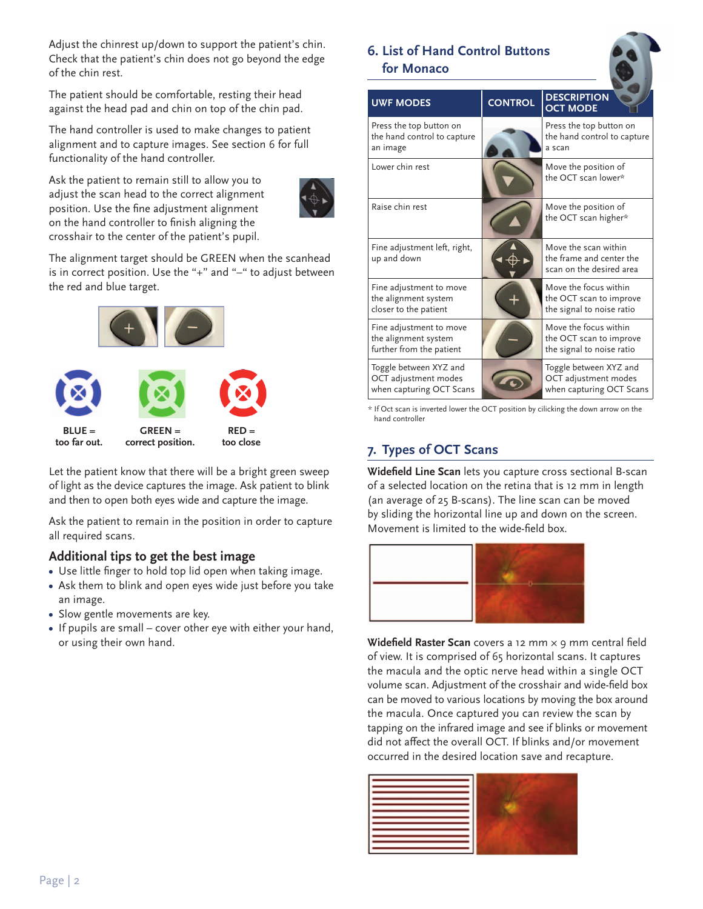Adjust the chinrest up/down to support the patient's chin. Check that the patient's chin does not go beyond the edge of the chin rest.

The patient should be comfortable, resting their head against the head pad and chin on top of the chin pad.

The hand controller is used to make changes to patient alignment and to capture images. See section 6 for full functionality of the hand controller.

Ask the patient to remain still to allow you to adjust the scan head to the correct alignment position. Use the fine adjustment alignment on the hand controller to finish aligning the crosshair to the center of the patient's pupil.

The alignment target should be GREEN when the scanhead is in correct position. Use the "+" and "–" to adjust between the red and blue target.

**BLUE =** too far out. **GREEN =** correct position. **RED =** too close

Let the patient know that there will be a bright green sweep of light as the device captures the image. Ask patient to blink and then to open both eyes wide and capture the image.

Ask the patient to remain in the position in order to capture all required scans.

## Additional tips to get the best image

- Use little finger to hold top lid open when taking image.
- Ask them to blink and open eyes wide just before you take an image.
- Slow gentle movements are key.
- If pupils are small – cover other eye with either your hand, or using their own hand.

## 6. List of Hand Control Buttons for Monaco

| UWF MODES | CONTROL | DESCRIPTION OCT MODE |
|---|---|---|
| Press the top button on the hand control to capture an image | | Press the top button on the hand control to capture a scan |
| Lower chin rest | | Move the position of the OCT scan lower* |
| Raise chin rest | | Move the position of the OCT scan higher* |
| Fine adjustment left, right, up and down | | Move the scan within the frame and center the scan on the desired area |
| Fine adjustment to move the alignment system closer to the patient | + | Move the focus within the OCT scan to improve the signal to noise ratio |
| Fine adjustment to move the alignment system further from the patient | – | Move the focus within the OCT scan to improve the signal to noise ratio |
| Toggle between XYZ and OCT adjustment modes when capturing OCT Scans | | Toggle between XYZ and OCT adjustment modes when capturing OCT Scans |

\* If Oct scan is inverted lower the OCT position by cilicking the down arrow on the hand controller

## 7. Types of OCT Scans

**Widefield Line Scan** lets you capture cross sectional B-scan of a selected location on the retina that is 12 mm in length (an average of 25 B-scans). The line scan can be moved by sliding the horizontal line up and down on the screen. Movement is limited to the wide-field box.

**Widefield Raster Scan** covers a 12 mm × 9 mm central field of view. It is comprised of 65 horizontal scans. It captures the macula and the optic nerve head within a single OCT volume scan. Adjustment of the crosshair and wide-field box can be moved to various locations by moving the box around the macula. Once captured you can review the scan by tapping on the infrared image and see if blinks or movement did not affect the overall OCT. If blinks and/or movement occurred in the desired location save and recapture.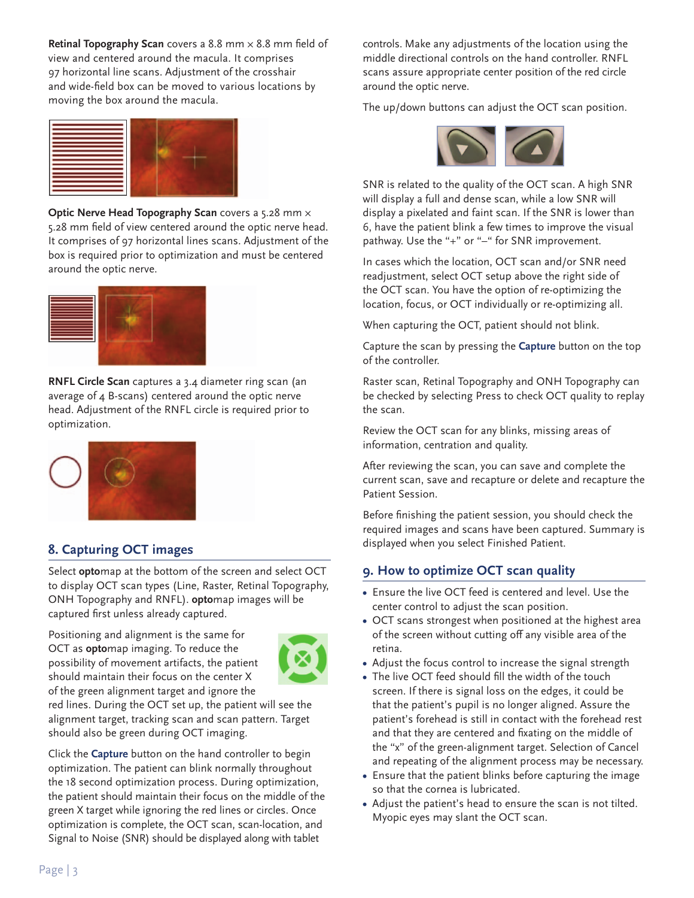**Retinal Topography Scan** covers a 8.8 mm × 8.8 mm field of view and centered around the macula. It comprises 97 horizontal line scans. Adjustment of the crosshair and wide-field box can be moved to various locations by moving the box around the macula.

**Optic Nerve Head Topography Scan** covers a 5.28 mm × 5.28 mm field of view centered around the optic nerve head. It comprises of 97 horizontal lines scans. Adjustment of the box is required prior to optimization and must be centered around the optic nerve.

**RNFL Circle Scan** captures a 3.4 diameter ring scan (an average of 4 B-scans) centered around the optic nerve head. Adjustment of the RNFL circle is required prior to optimization.

## 8. Capturing OCT images

Select **opto**map at the bottom of the screen and select OCT to display OCT scan types (Line, Raster, Retinal Topography, ONH Topography and RNFL). **opto**map images will be captured first unless already captured.

Positioning and alignment is the same for OCT as **opto**map imaging. To reduce the possibility of movement artifacts, the patient should maintain their focus on the center X of the green alignment target and ignore the red lines. During the OCT set up, the patient will see the alignment target, tracking scan and scan pattern. Target should also be green during OCT imaging.

Click the **Capture** button on the hand controller to begin optimization. The patient can blink normally throughout the 18 second optimization process. During optimization, the patient should maintain their focus on the middle of the green X target while ignoring the red lines or circles. Once optimization is complete, the OCT scan, scan-location, and Signal to Noise (SNR) should be displayed along with tablet controls. Make any adjustments of the location using the middle directional controls on the hand controller. RNFL scans assure appropriate center position of the red circle around the optic nerve.

The up/down buttons can adjust the OCT scan position.

SNR is related to the quality of the OCT scan. A high SNR will display a full and dense scan, while a low SNR will display a pixelated and faint scan. If the SNR is lower than 6, have the patient blink a few times to improve the visual pathway. Use the "+" or "–" for SNR improvement.

In cases which the location, OCT scan and/or SNR need readjustment, select OCT setup above the right side of the OCT scan. You have the option of re-optimizing the location, focus, or OCT individually or re-optimizing all.

When capturing the OCT, patient should not blink.

Capture the scan by pressing the **Capture** button on the top of the controller.

Raster scan, Retinal Topography and ONH Topography can be checked by selecting Press to check OCT quality to replay the scan.

Review the OCT scan for any blinks, missing areas of information, centration and quality.

After reviewing the scan, you can save and complete the current scan, save and recapture or delete and recapture the Patient Session.

Before finishing the patient session, you should check the required images and scans have been captured. Summary is displayed when you select Finished Patient.

## 9. How to optimize OCT scan quality

- Ensure the live OCT feed is centered and level. Use the center control to adjust the scan position.
- OCT scans strongest when positioned at the highest area of the screen without cutting off any visible area of the retina.
- Adjust the focus control to increase the signal strength
- The live OCT feed should fill the width of the touch screen. If there is signal loss on the edges, it could be that the patient's pupil is no longer aligned. Assure the patient's forehead is still in contact with the forehead rest and that they are centered and fixating on the middle of the "x" of the green-alignment target. Selection of Cancel and repeating of the alignment process may be necessary.
- Ensure that the patient blinks before capturing the image so that the cornea is lubricated.
- Adjust the patient's head to ensure the scan is not tilted. Myopic eyes may slant the OCT scan.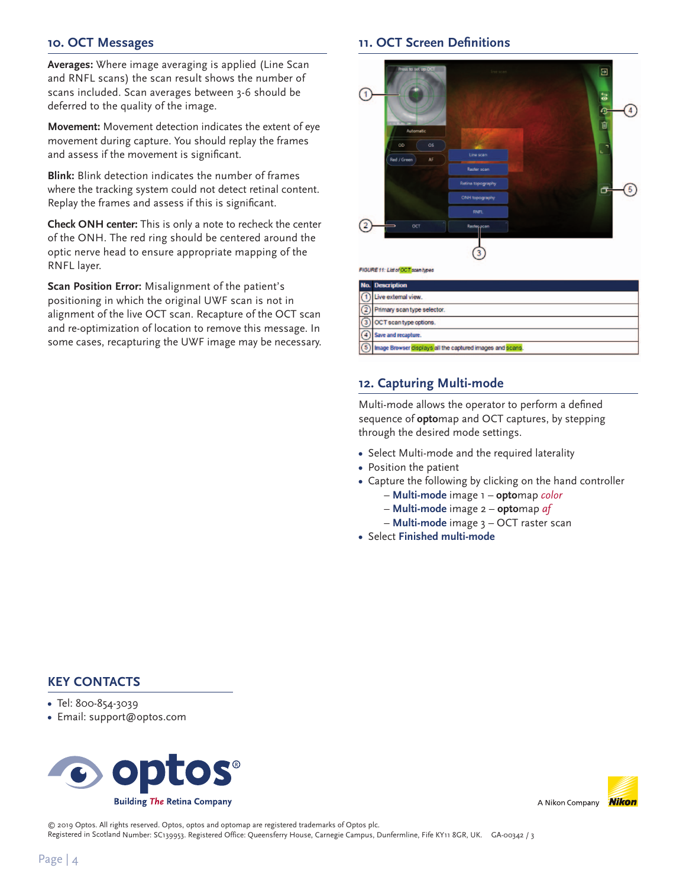## 10. OCT Messages

**Averages:** Where image averaging is applied (Line Scan and RNFL scans) the scan result shows the number of scans included. Scan averages between 3-6 should be deferred to the quality of the image.

**Movement:** Movement detection indicates the extent of eye movement during capture. You should replay the frames and assess if the movement is significant.

**Blink:** Blink detection indicates the number of frames where the tracking system could not detect retinal content. Replay the frames and assess if this is significant.

**Check ONH center:** This is only a note to recheck the center of the ONH. The red ring should be centered around the optic nerve head to ensure appropriate mapping of the RNFL layer.

**Scan Position Error:** Misalignment of the patient's positioning in which the original UWF scan is not in alignment of the live OCT scan. Recapture of the OCT scan and re-optimization of location to remove this message. In some cases, recapturing the UWF image may be necessary.

## 11. OCT Screen Definitions

Press to set up OCT
Line scan
Automatic
OD
OS
Red / Green
AF
Line scan
Raster scan
Retina topography
ONH topography
RNFL
OCT
Raster scan
1
2
3
4
5

FIGURE 11: List of OCT scan types

| No. | Description |
|---|---|
| 1 | Live external view. |
| 2 | Primary scan type selector. |
| 3 | OCT scan type options. |
| 4 | Save and recapture. |
| 5 | Image Browser displays all the captured images and scans. |

## 12. Capturing Multi-mode

Multi-mode allows the operator to perform a defined sequence of **opto**map and OCT captures, by stepping through the desired mode settings.

- Select Multi-mode and the required laterality
- Position the patient
- Capture the following by clicking on the hand controller
  - **Multi-mode** image 1 – **opto**map *color*
  - **Multi-mode** image 2 – **opto**map *af*
  - **Multi-mode** image 3 – OCT raster scan
- Select **Finished multi-mode**

## KEY CONTACTS

- Tel: 800-854-3039
- Email: support@optos.com

optos®
Building *The* Retina Company

A Nikon Company
Nikon

© 2019 Optos. All rights reserved. Optos, optos and optomap are registered trademarks of Optos plc.
Registered in Scotland Number: SC139953. Registered Office: Queensferry House, Carnegie Campus, Dunfermline, Fife KY11 8GR, UK. GA-00342 / 3